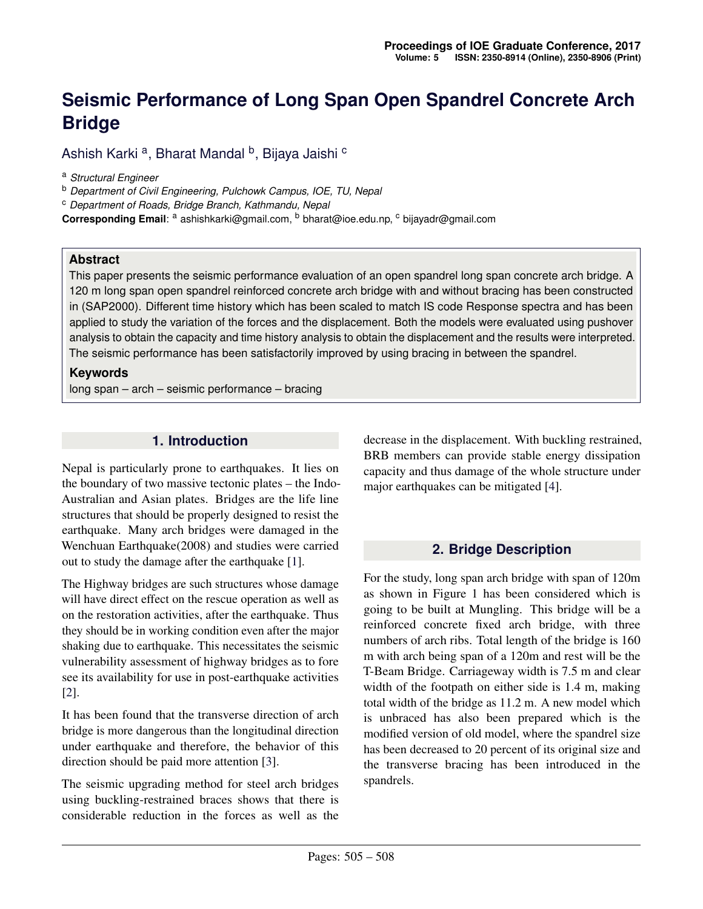# Seismic Performance of Long Span Open Spandrel Concrete Arch Bridge

Ashish Karki [a], Bharat Mandal [b], Bijaya Jaishi [c]

[a] *Structural Engineer*

[b] *Department of Civil Engineering, Pulchowk Campus, IOE, TU, Nepal*

[c] *Department of Roads, Bridge Branch, Kathmandu, Nepal*

**Corresponding Email**: [a] ashishkarki@gmail.com, [b] bharat@ioe.edu.np, [c] bijayadr@gmail.com

### Abstract

This paper presents the seismic performance evaluation of an open spandrel long span concrete arch bridge. A 120 m long span open spandrel reinforced concrete arch bridge with and without bracing has been constructed in (SAP2000). Different time history which has been scaled to match IS code Response spectra and has been applied to study the variation of the forces and the displacement. Both the models were evaluated using pushover analysis to obtain the capacity and time history analysis to obtain the displacement and the results were interpreted. The seismic performance has been satisfactorily improved by using bracing in between the spandrel.

### Keywords

long span – arch – seismic performance – bracing

## 1. Introduction

Nepal is particularly prone to earthquakes. It lies on the boundary of two massive tectonic plates – the Indo-Australian and Asian plates. Bridges are the life line structures that should be properly designed to resist the earthquake. Many arch bridges were damaged in the Wenchuan Earthquake(2008) and studies were carried out to study the damage after the earthquake [1].

The Highway bridges are such structures whose damage will have direct effect on the rescue operation as well as on the restoration activities, after the earthquake. Thus they should be in working condition even after the major shaking due to earthquake. This necessitates the seismic vulnerability assessment of highway bridges as to fore see its availability for use in post-earthquake activities [2].

It has been found that the transverse direction of arch bridge is more dangerous than the longitudinal direction under earthquake and therefore, the behavior of this direction should be paid more attention [3].

The seismic upgrading method for steel arch bridges using buckling-restrained braces shows that there is considerable reduction in the forces as well as the decrease in the displacement. With buckling restrained, BRB members can provide stable energy dissipation capacity and thus damage of the whole structure under major earthquakes can be mitigated [4].

## 2. Bridge Description

For the study, long span arch bridge with span of 120m as shown in Figure 1 has been considered which is going to be built at Mungling. This bridge will be a reinforced concrete fixed arch bridge, with three numbers of arch ribs. Total length of the bridge is 160 m with arch being span of a 120m and rest will be the T-Beam Bridge. Carriageway width is 7.5 m and clear width of the footpath on either side is 1.4 m, making total width of the bridge as 11.2 m. A new model which is unbraced has also been prepared which is the modified version of old model, where the spandrel size has been decreased to 20 percent of its original size and the transverse bracing has been introduced in the spandrels.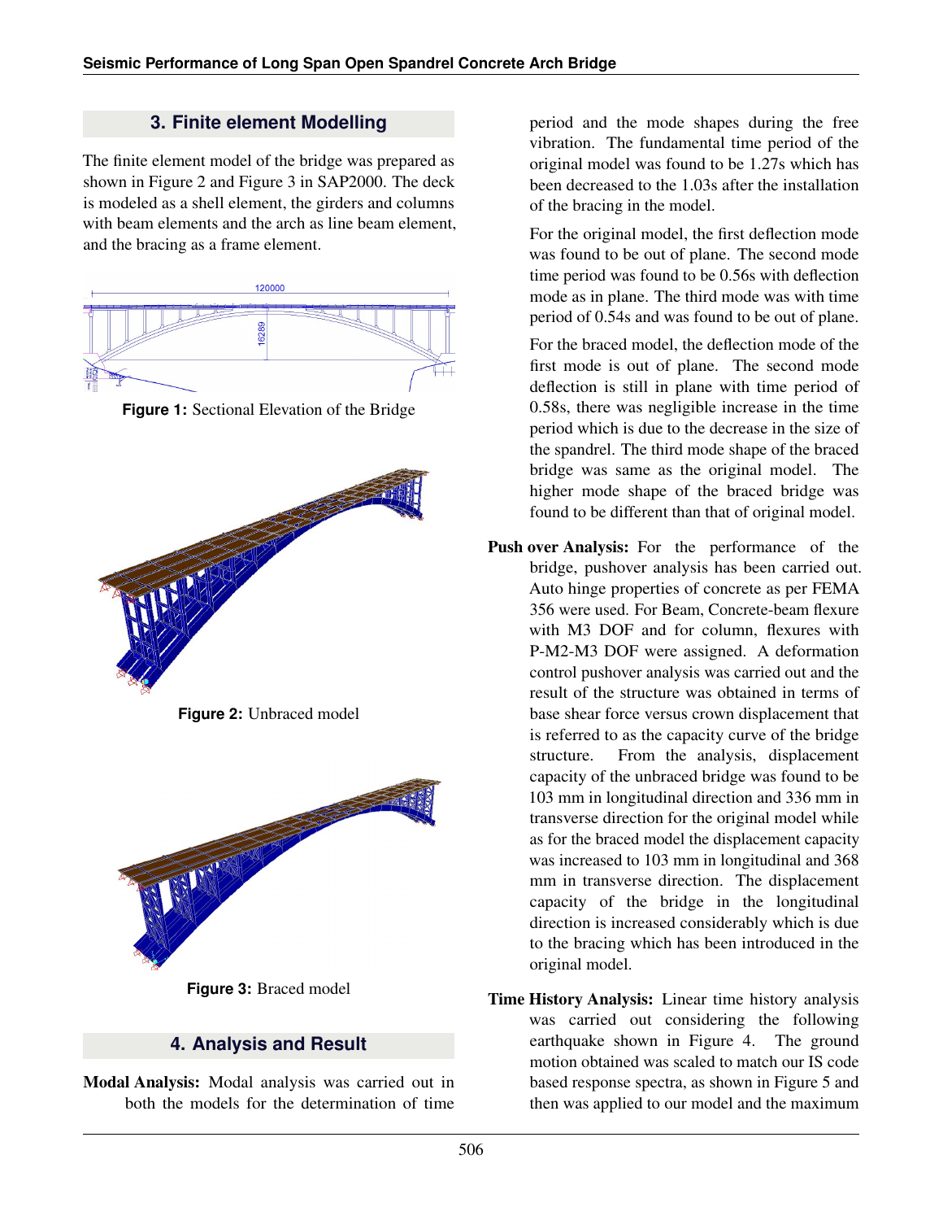## 3. Finite element Modelling

The finite element model of the bridge was prepared as shown in Figure 2 and Figure 3 in SAP2000. The deck is modeled as a shell element, the girders and columns with beam elements and the arch as line beam element, and the bracing as a frame element.

**Figure 1:** Sectional Elevation of the Bridge

**Figure 2:** Unbraced model

**Figure 3:** Braced model

## 4. Analysis and Result

**Modal Analysis:** Modal analysis was carried out in both the models for the determination of time period and the mode shapes during the free vibration. The fundamental time period of the original model was found to be 1.27s which has been decreased to the 1.03s after the installation of the bracing in the model.

For the original model, the first deflection mode was found to be out of plane. The second mode time period was found to be 0.56s with deflection mode as in plane. The third mode was with time period of 0.54s and was found to be out of plane.

For the braced model, the deflection mode of the first mode is out of plane. The second mode deflection is still in plane with time period of 0.58s, there was negligible increase in the time period which is due to the decrease in the size of the spandrel. The third mode shape of the braced bridge was same as the original model. The higher mode shape of the braced bridge was found to be different than that of original model.

**Push over Analysis:** For the performance of the bridge, pushover analysis has been carried out. Auto hinge properties of concrete as per FEMA 356 were used. For Beam, Concrete-beam flexure with M3 DOF and for column, flexures with P-M2-M3 DOF were assigned. A deformation control pushover analysis was carried out and the result of the structure was obtained in terms of base shear force versus crown displacement that is referred to as the capacity curve of the bridge structure. From the analysis, displacement capacity of the unbraced bridge was found to be 103 mm in longitudinal direction and 336 mm in transverse direction for the original model while as for the braced model the displacement capacity was increased to 103 mm in longitudinal and 368 mm in transverse direction. The displacement capacity of the bridge in the longitudinal direction is increased considerably which is due to the bracing which has been introduced in the original model.

**Time History Analysis:** Linear time history analysis was carried out considering the following earthquake shown in Figure 4. The ground motion obtained was scaled to match our IS code based response spectra, as shown in Figure 5 and then was applied to our model and the maximum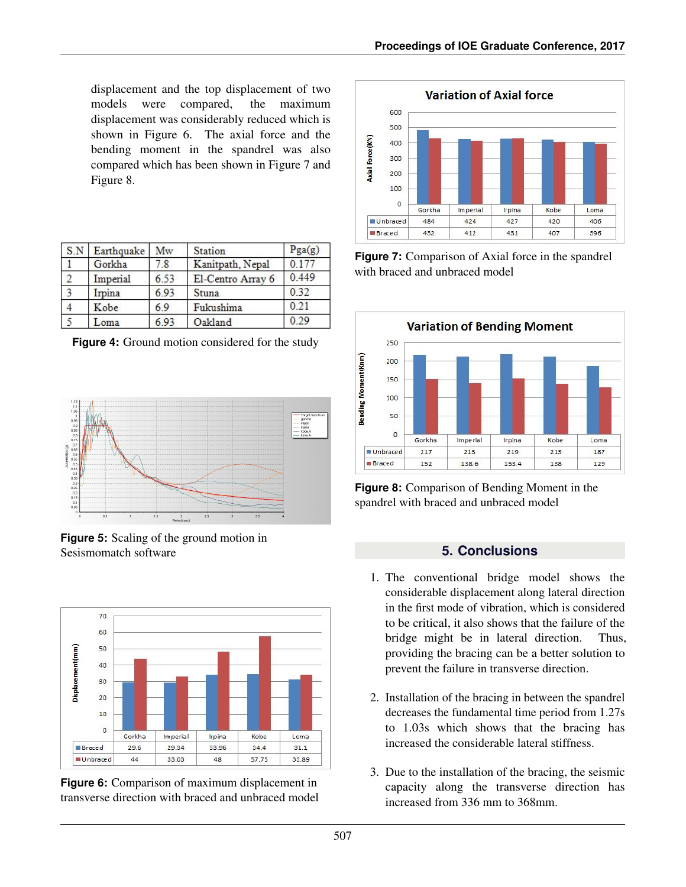displacement and the top displacement of two models were compared, the maximum displacement was considerably reduced which is shown in Figure 6. The axial force and the bending moment in the spandrel was also compared which has been shown in Figure 7 and Figure 8.

| S.N | Earthquake | Mw | Station | Pga(g) |
|---|---|---|---|---|
| 1 | Gorkha | 7.8 | Kanitpath, Nepal | 0.177 |
| 2 | Imperial | 6.53 | El-Centro Array 6 | 0.449 |
| 3 | Irpina | 6.93 | Stuna | 0.32 |
| 4 | Kobe | 6.9 | Fukushima | 0.21 |
| 5 | Loma | 6.93 | Oakland | 0.29 |

**Figure 4:** Ground motion considered for the study

**Figure 5:** Scaling of the ground motion in Sesismomatch software

| | Gorkha | Imperial | Irpina | Kobe | Loma |
|---|---|---|---|---|---|
| Braced | 29.6 | 29.34 | 33.96 | 34.4 | 31.1 |
| Unbraced | 44 | 33.03 | 48 | 57.75 | 33.89 |

**Figure 6:** Comparison of maximum displacement in transverse direction with braced and unbraced model

**Variation of Axial force**

| | Gorkha | Imperial | Irpina | Kobe | Loma |
|---|---|---|---|---|---|
| Unbraced | 484 | 424 | 427 | 420 | 406 |
| Braced | 432 | 412 | 431 | 407 | 396 |

**Figure 7:** Comparison of Axial force in the spandrel with braced and unbraced model

**Variation of Bending Moment**

| | Gorkha | Imperial | Irpina | Kobe | Loma |
|---|---|---|---|---|---|
| Unbraced | 217 | 213 | 219 | 213 | 187 |
| Braced | 152 | 138.6 | 153.4 | 138 | 129 |

**Figure 8:** Comparison of Bending Moment in the spandrel with braced and unbraced model

## 5. Conclusions

1. The conventional bridge model shows the considerable displacement along lateral direction in the first mode of vibration, which is considered to be critical, it also shows that the failure of the bridge might be in lateral direction. Thus, providing the bracing can be a better solution to prevent the failure in transverse direction.

2. Installation of the bracing in between the spandrel decreases the fundamental time period from 1.27s to 1.03s which shows that the bracing has increased the considerable lateral stiffness.

3. Due to the installation of the bracing, the seismic capacity along the transverse direction has increased from 336 mm to 368mm.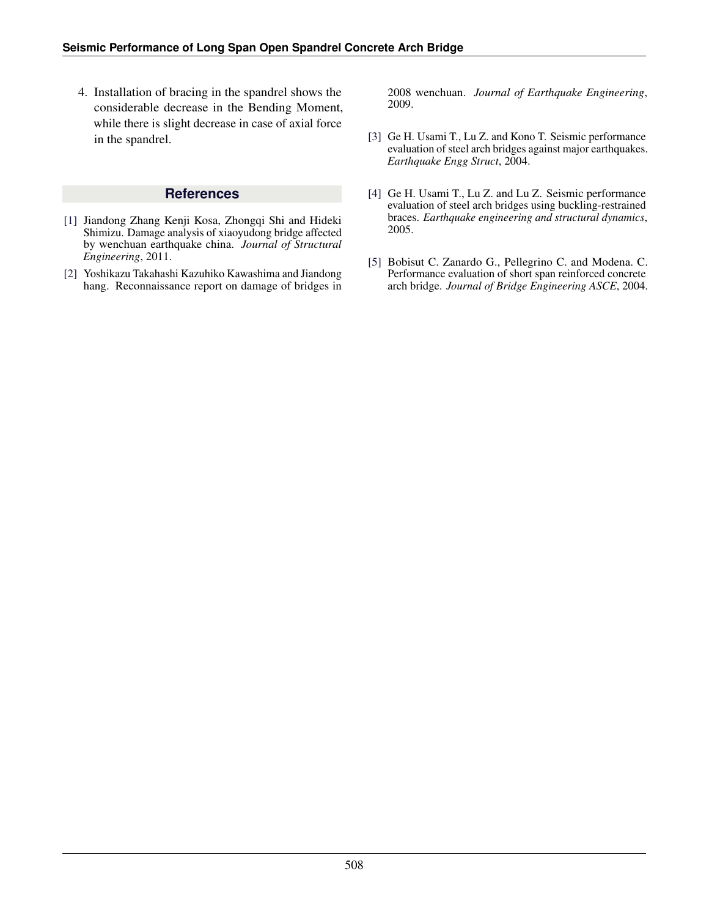4. Installation of bracing in the spandrel shows the considerable decrease in the Bending Moment, while there is slight decrease in case of axial force in the spandrel.

## References

[1] Jiandong Zhang Kenji Kosa, Zhongqi Shi and Hideki Shimizu. Damage analysis of xiaoyudong bridge affected by wenchuan earthquake china. *Journal of Structural Engineering*, 2011.

[2] Yoshikazu Takahashi Kazuhiko Kawashima and Jiandong hang. Reconnaissance report on damage of bridges in 2008 wenchuan. *Journal of Earthquake Engineering*, 2009.

[3] Ge H. Usami T., Lu Z. and Kono T. Seismic performance evaluation of steel arch bridges against major earthquakes. *Earthquake Engg Struct*, 2004.

[4] Ge H. Usami T., Lu Z. and Lu Z. Seismic performance evaluation of steel arch bridges using buckling-restrained braces. *Earthquake engineering and structural dynamics*, 2005.

[5] Bobisut C. Zanardo G., Pellegrino C. and Modena. C. Performance evaluation of short span reinforced concrete arch bridge. *Journal of Bridge Engineering ASCE*, 2004.